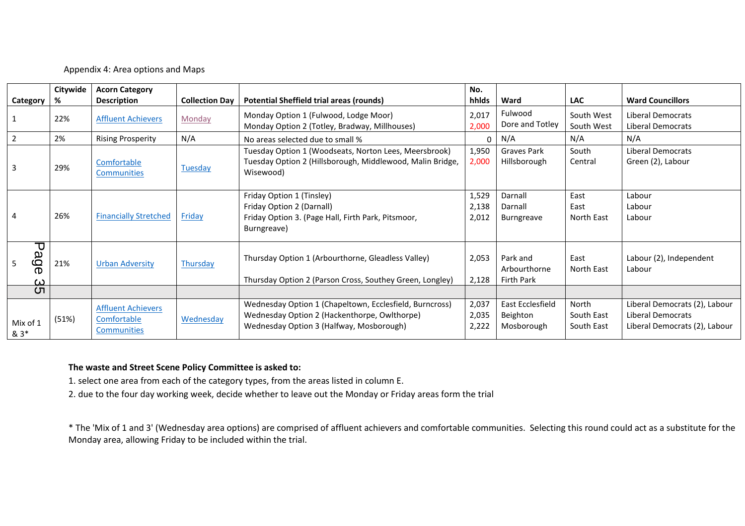Appendix 4: Area options and Maps

| Category | Citywide % | Acorn Category Description | Collection Day | Potential Sheffield trial areas (rounds) | No. hhlds | Ward | LAC | Ward Councillors |
|---|---|---|---|---|---|---|---|---|
| 1 | 22% | Affluent Achievers | Monday | Monday Option 1 (Fulwood, Lodge Moor)<br>Monday Option 2 (Totley, Bradway, Millhouses) | 2,017<br>2,000 | Fulwood<br>Dore and Totley | South West<br>South West | Liberal Democrats<br>Liberal Democrats |
| 2 | 2% | Rising Prosperity | N/A | No areas selected due to small % | 0 | N/A | N/A | N/A |
| 3 | 29% | Comfortable Communities | Tuesday | Tuesday Option 1 (Woodseats, Norton Lees, Meersbrook)<br>Tuesday Option 2 (Hillsborough, Middlewood, Malin Bridge, Wisewood) | 1,950<br>2,000 | Graves Park<br>Hillsborough | South<br>Central | Liberal Democrats<br>Green (2), Labour |
| 4 | 26% | Financially Stretched | Friday | Friday Option 1 (Tinsley)<br>Friday Option 2 (Darnall)<br>Friday Option 3. (Page Hall, Firth Park, Pitsmoor, Burngreave) | 1,529<br>2,138<br>2,012 | Darnall<br>Darnall<br>Burngreave | East<br>East<br>North East | Labour<br>Labour<br>Labour |
| 5 | 21% | Urban Adversity | Thursday | Thursday Option 1 (Arbourthorne, Gleadless Valley)<br>Thursday Option 2 (Parson Cross, Southey Green, Longley) | 2,053<br>2,128 | Park and Arbourthorne<br>Firth Park | East<br>North East | Labour (2), Independent<br>Labour |
| | | | | | | | | |
| Mix of 1 & 3* | (51%) | Affluent Achievers<br>Comfortable Communities | Wednesday | Wednesday Option 1 (Chapeltown, Ecclesfield, Burncross)<br>Wednesday Option 2 (Hackenthorpe, Owlthorpe)<br>Wednesday Option 3 (Halfway, Mosborough) | 2,037<br>2,035<br>2,222 | East Ecclesfield<br>Beighton<br>Mosborough | North<br>South East<br>South East | Liberal Democrats (2), Labour<br>Liberal Democrats<br>Liberal Democrats (2), Labour |

**The waste and Street Scene Policy Committee is asked to:**

1. select one area from each of the category types, from the areas listed in column E.
2. due to the four day working week, decide whether to leave out the Monday or Friday areas form the trial

* The 'Mix of 1 and 3' (Wednesday area options) are comprised of affluent achievers and comfortable communities. Selecting this round could act as a substitute for the Monday area, allowing Friday to be included within the trial.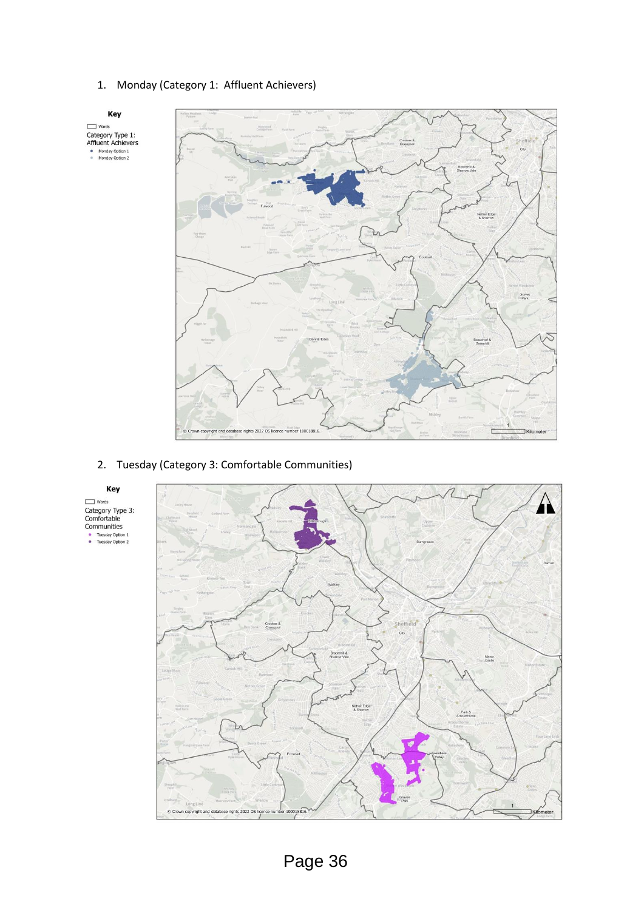1. Monday (Category 1: Affluent Achievers)

**Key**

Wards

Category Type 1: Affluent Achievers

- Monday Option 1
- Monday Option 2

© Crown copyright and database rights 2022 OS licence number 100018816.

1 Kilometer

2. Tuesday (Category 3: Comfortable Communities)

**Key**

Wards

Category Type 3: Comfortable Communities

- Tuesday Option 1
- Tuesday Option 2

© Crown copyright and database rights 2022 OS licence number 100018816.

1 Kilometer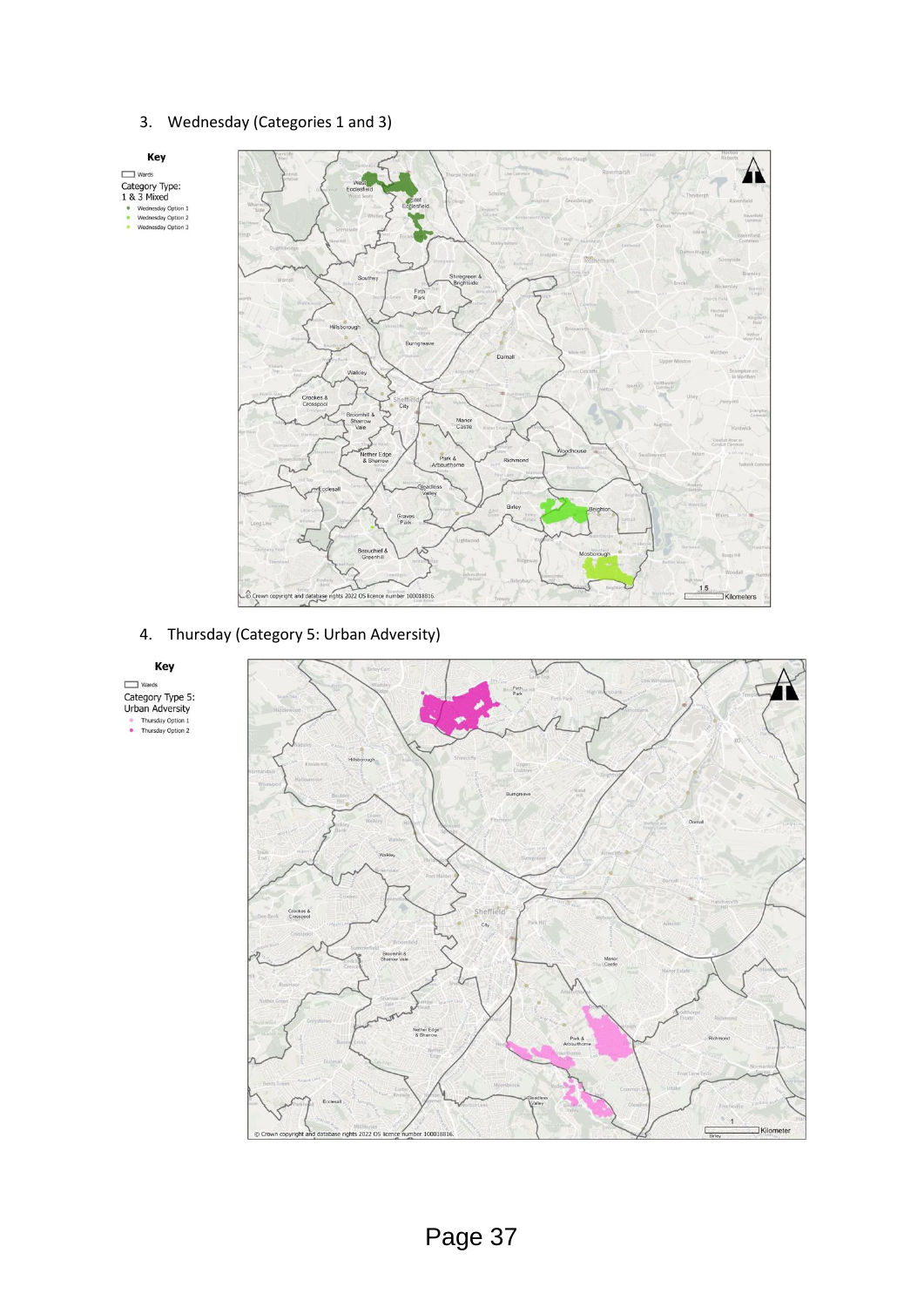3. Wednesday (Categories 1 and 3)

Key

Wards

Category Type:
1 & 3 Mixed

Wednesday Option 1

Wednesday Option 2

Wednesday Option 3

© Crown copyright and database rights 2022 OS licence number 100018816.

1.5 Kilometers

4. Thursday (Category 5: Urban Adversity)

Key

Wards

Category Type 5:
Urban Adversity

Thursday Option 1

Thursday Option 2

© Crown copyright and database rights 2022 OS licence number 100018816.

1 Kilometer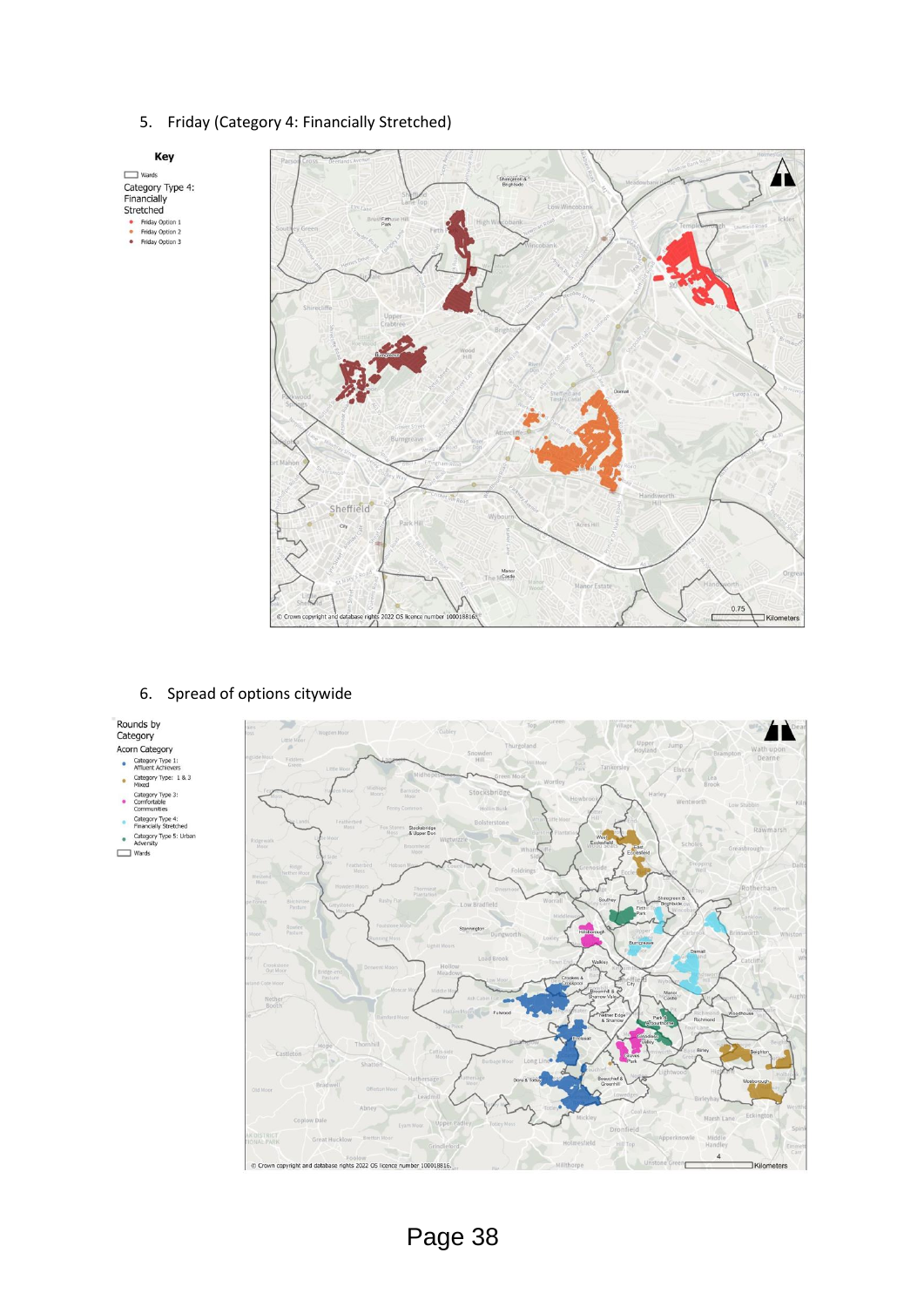5. Friday (Category 4: Financially Stretched)

Key

Wards

Category Type 4: Financially Stretched

Friday Option 1

Friday Option 2

Friday Option 3

© Crown copyright and database rights 2022 OS licence number 100018816.

0.75 Kilometers

6. Spread of options citywide

Rounds by Category

Acorn Category

Category Type 1: Affluent Achievers

Category Type: 1 & 3 Mixed

Category Type 3: Comfortable Communities

Category Type 4: Financially Stretched

Category Type 5: Urban Adversity

Wards

© Crown copyright and database rights 2022 OS licence number 100018816.

4 Kilometers